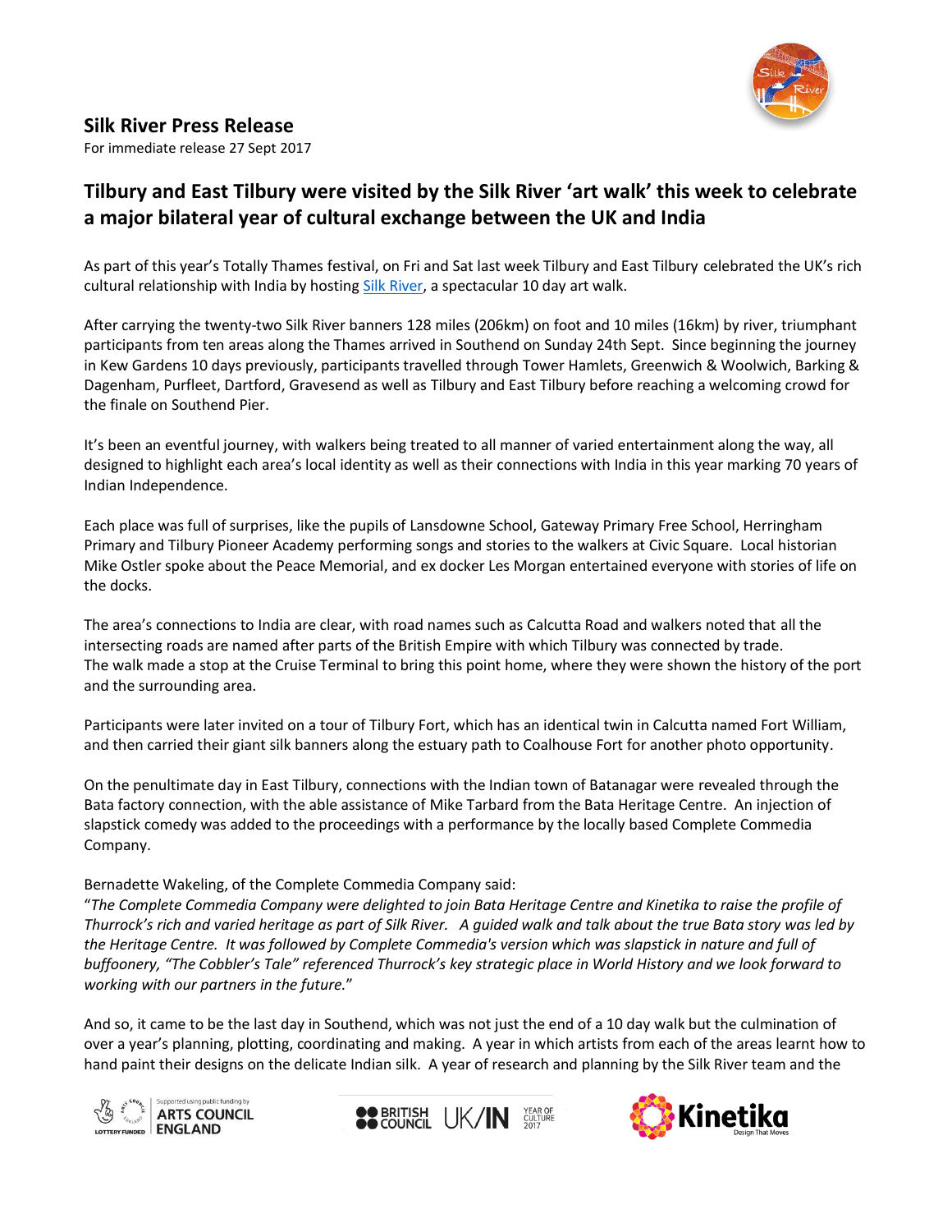## Silk River Press Release

For immediate release 27 Sept 2017

# Tilbury and East Tilbury were visited by the Silk River 'art walk' this week to celebrate a major bilateral year of cultural exchange between the UK and India

As part of this year's Totally Thames festival, on Fri and Sat last week Tilbury and East Tilbury celebrated the UK's rich cultural relationship with India by hosting Silk River, a spectacular 10 day art walk.

After carrying the twenty-two Silk River banners 128 miles (206km) on foot and 10 miles (16km) by river, triumphant participants from ten areas along the Thames arrived in Southend on Sunday 24th Sept. Since beginning the journey in Kew Gardens 10 days previously, participants travelled through Tower Hamlets, Greenwich & Woolwich, Barking & Dagenham, Purfleet, Dartford, Gravesend as well as Tilbury and East Tilbury before reaching a welcoming crowd for the finale on Southend Pier.

It's been an eventful journey, with walkers being treated to all manner of varied entertainment along the way, all designed to highlight each area's local identity as well as their connections with India in this year marking 70 years of Indian Independence.

Each place was full of surprises, like the pupils of Lansdowne School, Gateway Primary Free School, Herringham Primary and Tilbury Pioneer Academy performing songs and stories to the walkers at Civic Square. Local historian Mike Ostler spoke about the Peace Memorial, and ex docker Les Morgan entertained everyone with stories of life on the docks.

The area's connections to India are clear, with road names such as Calcutta Road and walkers noted that all the intersecting roads are named after parts of the British Empire with which Tilbury was connected by trade.
The walk made a stop at the Cruise Terminal to bring this point home, where they were shown the history of the port and the surrounding area.

Participants were later invited on a tour of Tilbury Fort, which has an identical twin in Calcutta named Fort William, and then carried their giant silk banners along the estuary path to Coalhouse Fort for another photo opportunity.

On the penultimate day in East Tilbury, connections with the Indian town of Batanagar were revealed through the Bata factory connection, with the able assistance of Mike Tarbard from the Bata Heritage Centre. An injection of slapstick comedy was added to the proceedings with a performance by the locally based Complete Commedia Company.

Bernadette Wakeling, of the Complete Commedia Company said:
"*The Complete Commedia Company were delighted to join Bata Heritage Centre and Kinetika to raise the profile of Thurrock's rich and varied heritage as part of Silk River. A guided walk and talk about the true Bata story was led by the Heritage Centre. It was followed by Complete Commedia's version which was slapstick in nature and full of buffoonery, "The Cobbler's Tale" referenced Thurrock's key strategic place in World History and we look forward to working with our partners in the future.*"

And so, it came to be the last day in Southend, which was not just the end of a 10 day walk but the culmination of over a year's planning, plotting, coordinating and making. A year in which artists from each of the areas learnt how to hand paint their designs on the delicate Indian silk. A year of research and planning by the Silk River team and the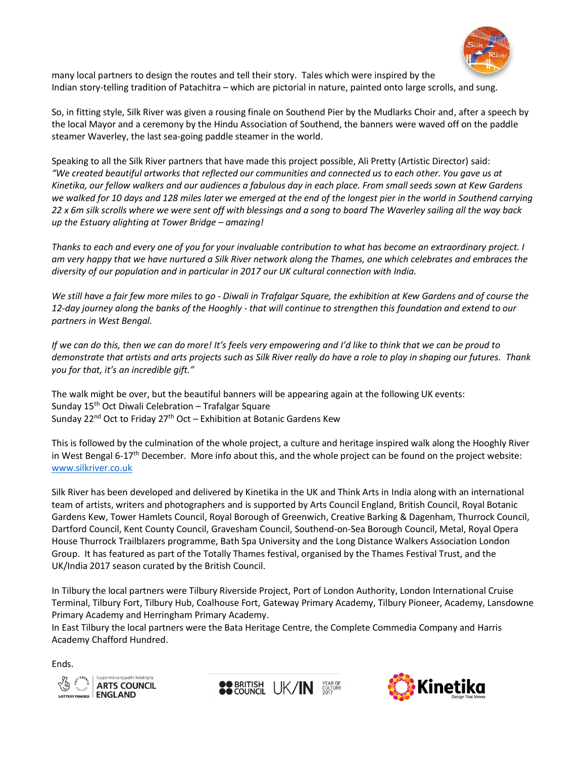many local partners to design the routes and tell their story. Tales which were inspired by the Indian story-telling tradition of Patachitra – which are pictorial in nature, painted onto large scrolls, and sung.

So, in fitting style, Silk River was given a rousing finale on Southend Pier by the Mudlarks Choir and, after a speech by the local Mayor and a ceremony by the Hindu Association of Southend, the banners were waved off on the paddle steamer Waverley, the last sea-going paddle steamer in the world.

Speaking to all the Silk River partners that have made this project possible, Ali Pretty (Artistic Director) said: *"We created beautiful artworks that reflected our communities and connected us to each other. You gave us at Kinetika, our fellow walkers and our audiences a fabulous day in each place. From small seeds sown at Kew Gardens we walked for 10 days and 128 miles later we emerged at the end of the longest pier in the world in Southend carrying 22 x 6m silk scrolls where we were sent off with blessings and a song to board The Waverley sailing all the way back up the Estuary alighting at Tower Bridge – amazing!*

*Thanks to each and every one of you for your invaluable contribution to what has become an extraordinary project. I am very happy that we have nurtured a Silk River network along the Thames, one which celebrates and embraces the diversity of our population and in particular in 2017 our UK cultural connection with India.*

*We still have a fair few more miles to go - Diwali in Trafalgar Square, the exhibition at Kew Gardens and of course the 12-day journey along the banks of the Hooghly - that will continue to strengthen this foundation and extend to our partners in West Bengal.*

*If we can do this, then we can do more! It's feels very empowering and I'd like to think that we can be proud to demonstrate that artists and arts projects such as Silk River really do have a role to play in shaping our futures. Thank you for that, it's an incredible gift."*

The walk might be over, but the beautiful banners will be appearing again at the following UK events:
Sunday 15th Oct Diwali Celebration – Trafalgar Square
Sunday 22nd Oct to Friday 27th Oct – Exhibition at Botanic Gardens Kew

This is followed by the culmination of the whole project, a culture and heritage inspired walk along the Hooghly River in West Bengal 6-17th December. More info about this, and the whole project can be found on the project website: [www.silkriver.co.uk](http://www.silkriver.co.uk)

Silk River has been developed and delivered by Kinetika in the UK and Think Arts in India along with an international team of artists, writers and photographers and is supported by Arts Council England, British Council, Royal Botanic Gardens Kew, Tower Hamlets Council, Royal Borough of Greenwich, Creative Barking & Dagenham, Thurrock Council, Dartford Council, Kent County Council, Gravesham Council, Southend-on-Sea Borough Council, Metal, Royal Opera House Thurrock Trailblazers programme, Bath Spa University and the Long Distance Walkers Association London Group. It has featured as part of the Totally Thames festival, organised by the Thames Festival Trust, and the UK/India 2017 season curated by the British Council.

In Tilbury the local partners were Tilbury Riverside Project, Port of London Authority, London International Cruise Terminal, Tilbury Fort, Tilbury Hub, Coalhouse Fort, Gateway Primary Academy, Tilbury Pioneer, Academy, Lansdowne Primary Academy and Herringham Primary Academy.
In East Tilbury the local partners were the Bata Heritage Centre, the Complete Commedia Company and Harris Academy Chafford Hundred.

Ends.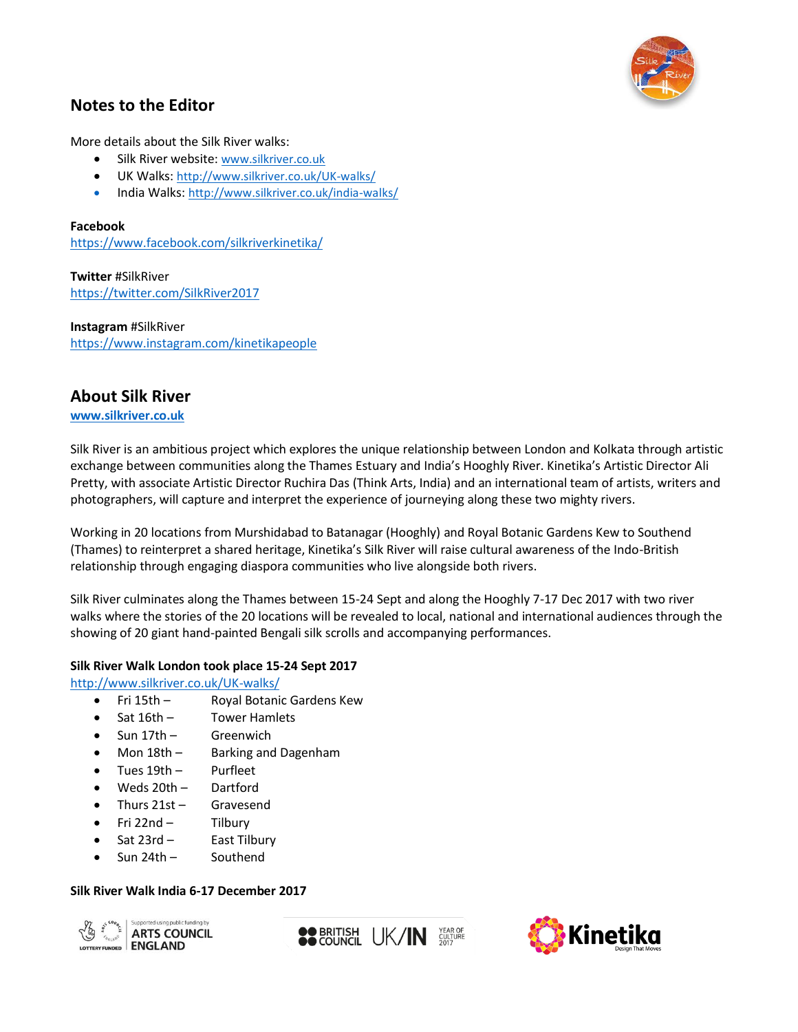## Notes to the Editor

More details about the Silk River walks:

- Silk River website: www.silkriver.co.uk
- UK Walks: http://www.silkriver.co.uk/UK-walks/
- India Walks: http://www.silkriver.co.uk/india-walks/

**Facebook**
https://www.facebook.com/silkriverkinetika/

**Twitter** #SilkRiver
https://twitter.com/SilkRiver2017

**Instagram** #SilkRiver
https://www.instagram.com/kinetikapeople

## About Silk River

**www.silkriver.co.uk**

Silk River is an ambitious project which explores the unique relationship between London and Kolkata through artistic exchange between communities along the Thames Estuary and India's Hooghly River. Kinetika's Artistic Director Ali Pretty, with associate Artistic Director Ruchira Das (Think Arts, India) and an international team of artists, writers and photographers, will capture and interpret the experience of journeying along these two mighty rivers.

Working in 20 locations from Murshidabad to Batanagar (Hooghly) and Royal Botanic Gardens Kew to Southend (Thames) to reinterpret a shared heritage, Kinetika's Silk River will raise cultural awareness of the Indo-British relationship through engaging diaspora communities who live alongside both rivers.

Silk River culminates along the Thames between 15-24 Sept and along the Hooghly 7-17 Dec 2017 with two river walks where the stories of the 20 locations will be revealed to local, national and international audiences through the showing of 20 giant hand-painted Bengali silk scrolls and accompanying performances.

**Silk River Walk London took place 15-24 Sept 2017**

http://www.silkriver.co.uk/UK-walks/

- Fri 15th – Royal Botanic Gardens Kew
- Sat 16th – Tower Hamlets
- Sun 17th – Greenwich
- Mon 18th – Barking and Dagenham
- Tues 19th – Purfleet
- Weds 20th – Dartford
- Thurs 21st – Gravesend
- Fri 22nd – Tilbury
- Sat 23rd – East Tilbury
- Sun 24th – Southend

**Silk River Walk India 6-17 December 2017**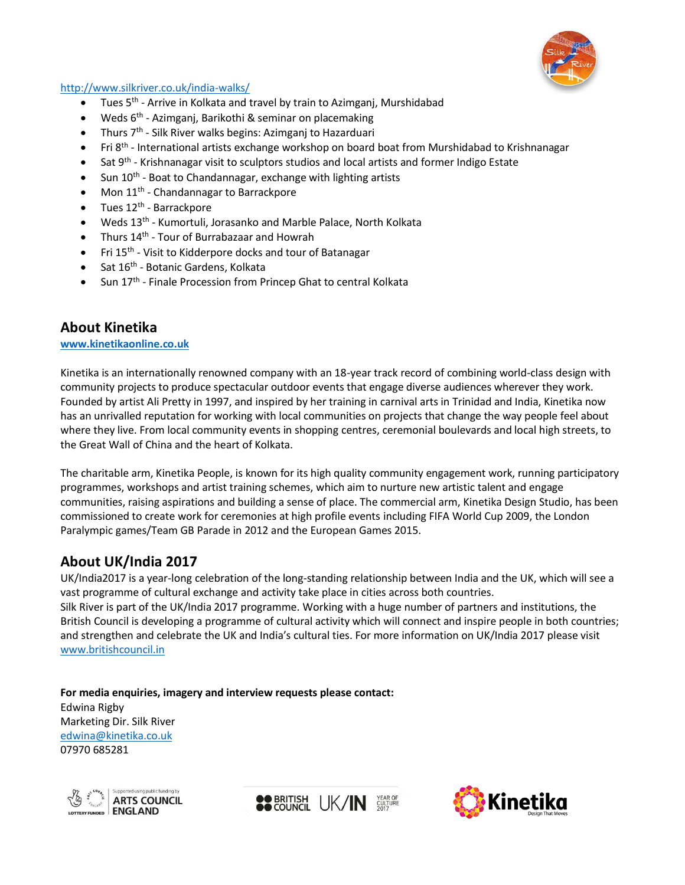http://www.silkriver.co.uk/india-walks/

- Tues 5th - Arrive in Kolkata and travel by train to Azimganj, Murshidabad
- Weds 6th - Azimganj, Barikothi & seminar on placemaking
- Thurs 7th - Silk River walks begins: Azimganj to Hazarduari
- Fri 8th - International artists exchange workshop on board boat from Murshidabad to Krishnanagar
- Sat 9th - Krishnanagar visit to sculptors studios and local artists and former Indigo Estate
- Sun 10th - Boat to Chandannagar, exchange with lighting artists
- Mon 11th - Chandannagar to Barrackpore
- Tues 12th - Barrackpore
- Weds 13th - Kumortuli, Jorasanko and Marble Palace, North Kolkata
- Thurs 14th - Tour of Burrabazaar and Howrah
- Fri 15th - Visit to Kidderpore docks and tour of Batanagar
- Sat 16th - Botanic Gardens, Kolkata
- Sun 17th - Finale Procession from Princep Ghat to central Kolkata

## About Kinetika

**www.kinetikaonline.co.uk**

Kinetika is an internationally renowned company with an 18-year track record of combining world-class design with community projects to produce spectacular outdoor events that engage diverse audiences wherever they work. Founded by artist Ali Pretty in 1997, and inspired by her training in carnival arts in Trinidad and India, Kinetika now has an unrivalled reputation for working with local communities on projects that change the way people feel about where they live. From local community events in shopping centres, ceremonial boulevards and local high streets, to the Great Wall of China and the heart of Kolkata.

The charitable arm, Kinetika People, is known for its high quality community engagement work, running participatory programmes, workshops and artist training schemes, which aim to nurture new artistic talent and engage communities, raising aspirations and building a sense of place. The commercial arm, Kinetika Design Studio, has been commissioned to create work for ceremonies at high profile events including FIFA World Cup 2009, the London Paralympic games/Team GB Parade in 2012 and the European Games 2015.

## About UK/India 2017

UK/India2017 is a year-long celebration of the long-standing relationship between India and the UK, which will see a vast programme of cultural exchange and activity take place in cities across both countries.
Silk River is part of the UK/India 2017 programme. Working with a huge number of partners and institutions, the British Council is developing a programme of cultural activity which will connect and inspire people in both countries; and strengthen and celebrate the UK and India's cultural ties. For more information on UK/India 2017 please visit www.britishcouncil.in

**For media enquiries, imagery and interview requests please contact:**
Edwina Rigby
Marketing Dir. Silk River
edwina@kinetika.co.uk
07970 685281